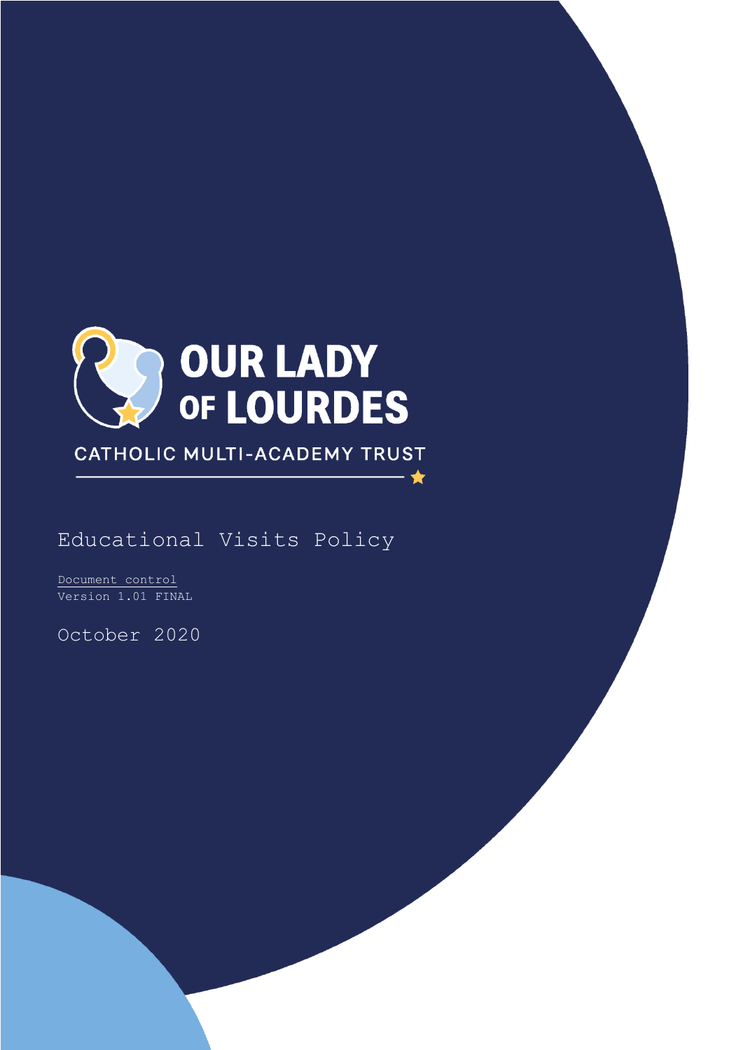OUR LADY OF LOURDES

CATHOLIC MULTI-ACADEMY TRUST

# Educational Visits Policy

Document control
Version 1.01 FINAL

October 2020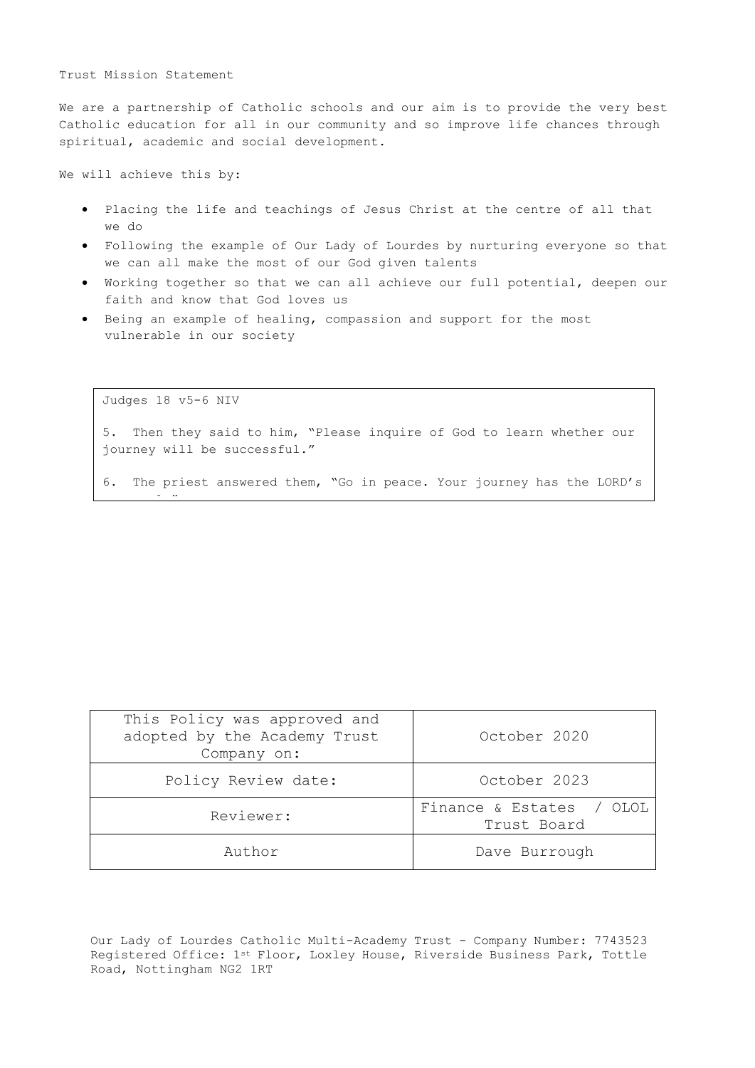Trust Mission Statement

We are a partnership of Catholic schools and our aim is to provide the very best Catholic education for all in our community and so improve life chances through spiritual, academic and social development.

We will achieve this by:

- Placing the life and teachings of Jesus Christ at the centre of all that we do
- Following the example of Our Lady of Lourdes by nurturing everyone so that we can all make the most of our God given talents
- Working together so that we can all achieve our full potential, deepen our faith and know that God loves us
- Being an example of healing, compassion and support for the most vulnerable in our society

Judges 18 v5-6 NIV

5. Then they said to him, "Please inquire of God to learn whether our journey will be successful."

6. The priest answered them, "Go in peace. Your journey has the LORD's approval."

| This Policy was approved and adopted by the Academy Trust Company on: | October 2020 |
|---|---|
| Policy Review date: | October 2023 |
| Reviewer: | Finance & Estates / OLOL Trust Board |
| Author | Dave Burrough |

Our Lady of Lourdes Catholic Multi-Academy Trust - Company Number: 7743523
Registered Office: 1st Floor, Loxley House, Riverside Business Park, Tottle Road, Nottingham NG2 1RT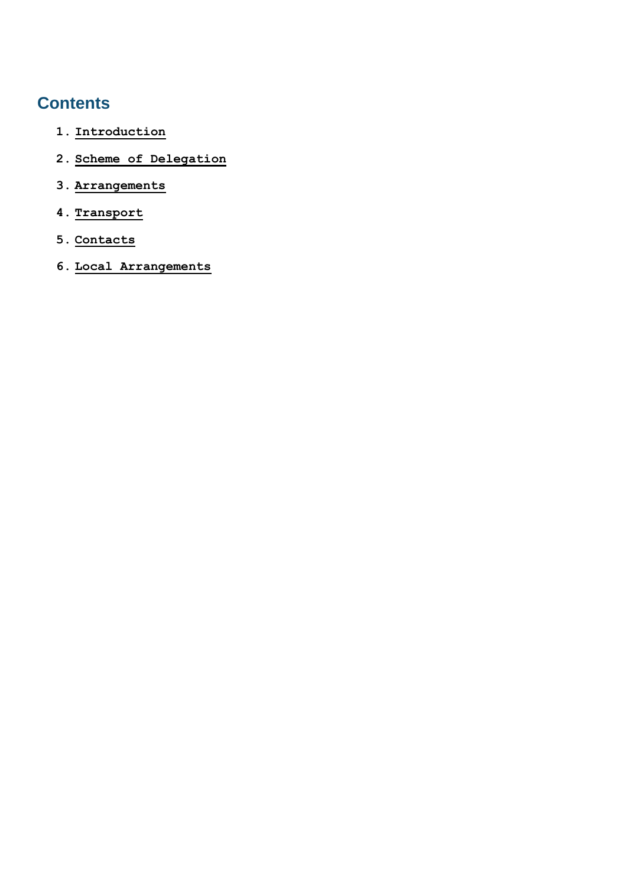## Contents

1. Introduction
2. Scheme of Delegation
3. Arrangements
4. Transport
5. Contacts
6. Local Arrangements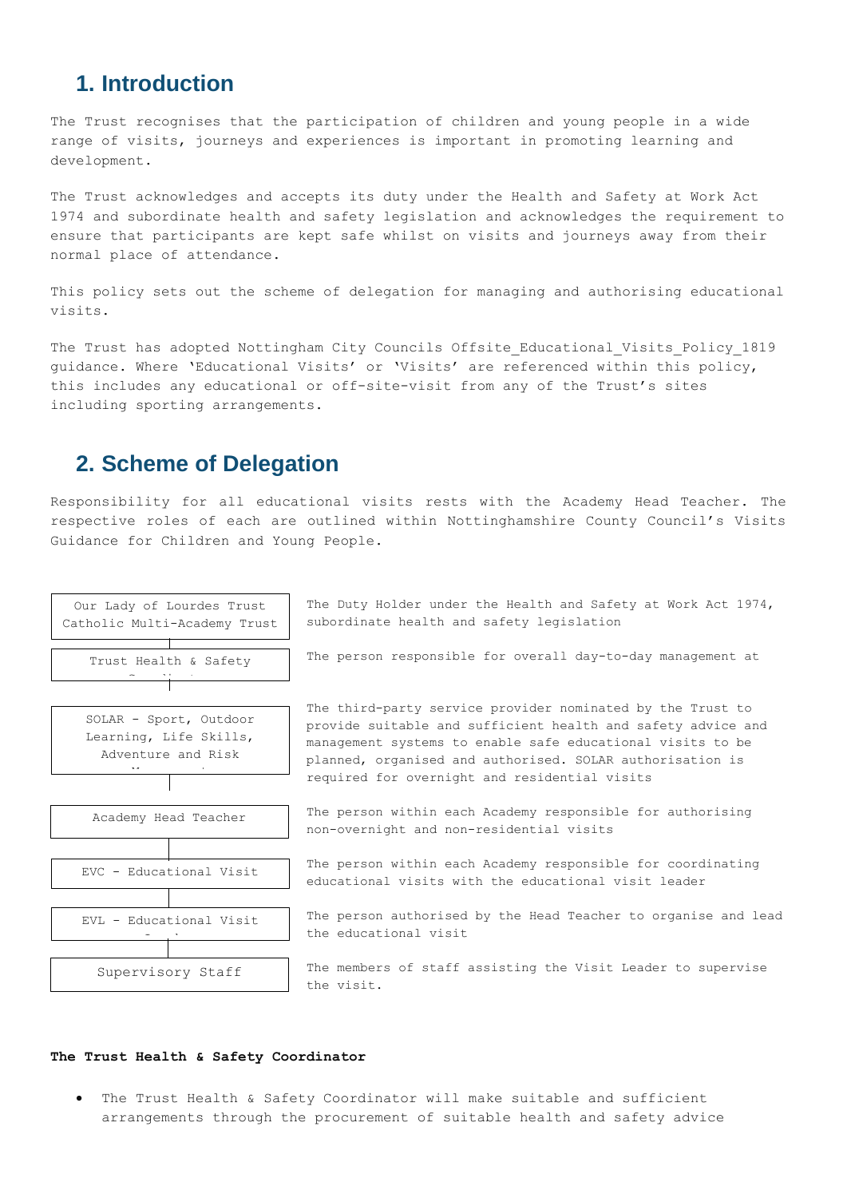## 1. Introduction

The Trust recognises that the participation of children and young people in a wide range of visits, journeys and experiences is important in promoting learning and development.

The Trust acknowledges and accepts its duty under the Health and Safety at Work Act 1974 and subordinate health and safety legislation and acknowledges the requirement to ensure that participants are kept safe whilst on visits and journeys away from their normal place of attendance.

This policy sets out the scheme of delegation for managing and authorising educational visits.

The Trust has adopted Nottingham City Councils Offsite_Educational_Visits_Policy_1819 guidance. Where 'Educational Visits' or 'Visits' are referenced within this policy, this includes any educational or off-site-visit from any of the Trust's sites including sporting arrangements.

## 2. Scheme of Delegation

Responsibility for all educational visits rests with the Academy Head Teacher. The respective roles of each are outlined within Nottinghamshire County Council's Visits Guidance for Children and Young People.

| Role | Description |
|---|---|
| Our Lady of Lourdes Trust Catholic Multi-Academy Trust | The Duty Holder under the Health and Safety at Work Act 1974, subordinate health and safety legislation |
| Trust Health & Safety Coordinator | The person responsible for overall day-to-day management at |
| SOLAR - Sport, Outdoor Learning, Life Skills, Adventure and Risk Management | The third-party service provider nominated by the Trust to provide suitable and sufficient health and safety advice and management systems to enable safe educational visits to be planned, organised and authorised. SOLAR authorisation is required for overnight and residential visits |
| Academy Head Teacher | The person within each Academy responsible for authorising non-overnight and non-residential visits |
| EVC - Educational Visit Coordinator | The person within each Academy responsible for coordinating educational visits with the educational visit leader |
| EVL - Educational Visit Leader | The person authorised by the Head Teacher to organise and lead the educational visit |
| Supervisory Staff | The members of staff assisting the Visit Leader to supervise the visit. |

**The Trust Health & Safety Coordinator**

- The Trust Health & Safety Coordinator will make suitable and sufficient arrangements through the procurement of suitable health and safety advice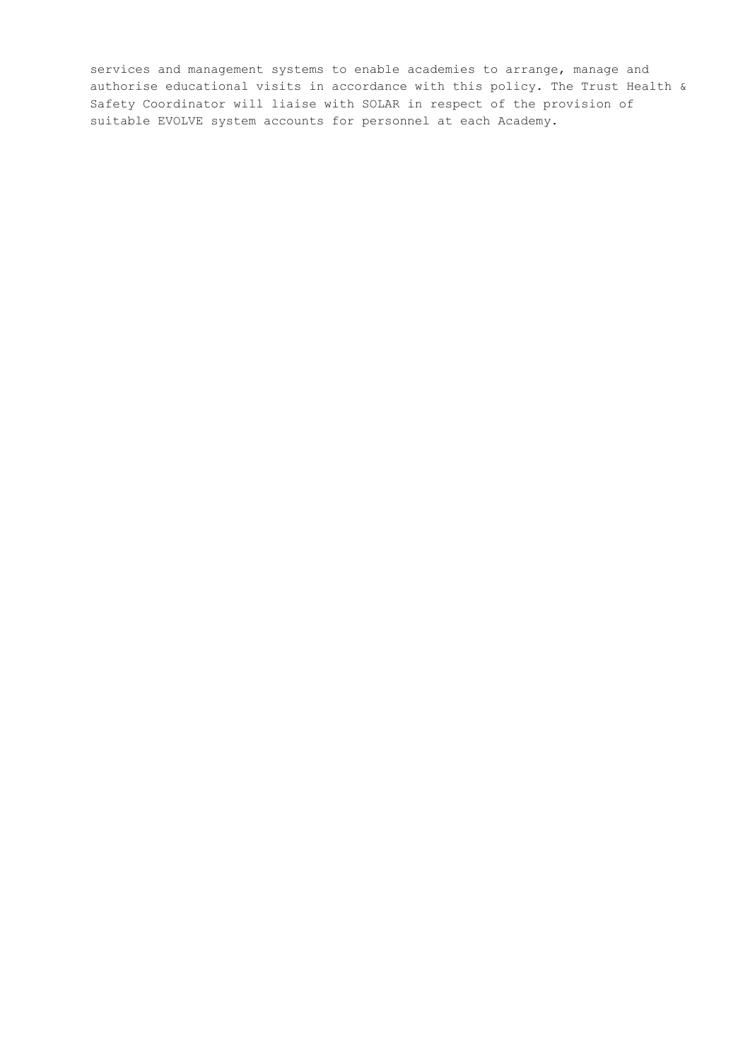services and management systems to enable academies to arrange, manage and authorise educational visits in accordance with this policy. The Trust Health & Safety Coordinator will liaise with SOLAR in respect of the provision of suitable EVOLVE system accounts for personnel at each Academy.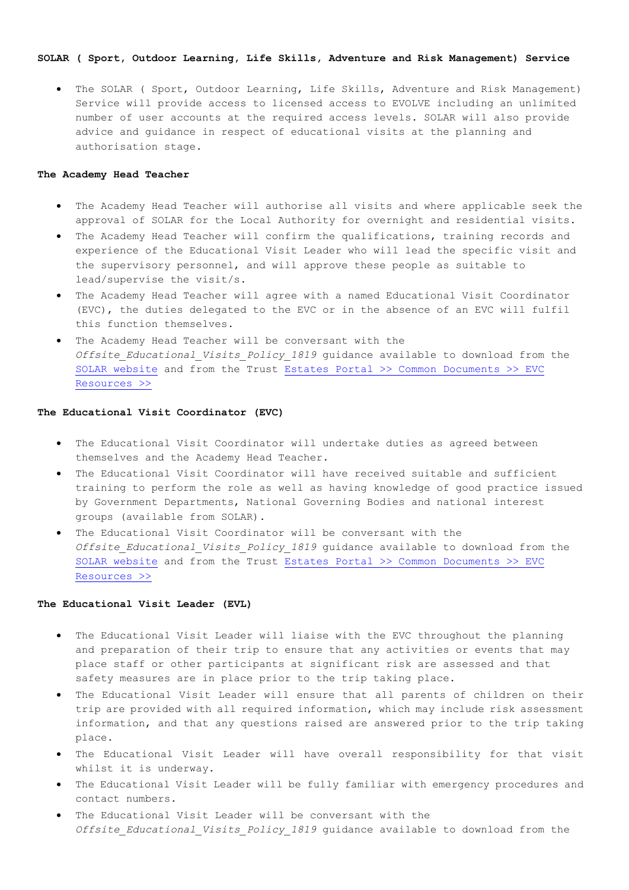**SOLAR ( Sport, Outdoor Learning, Life Skills, Adventure and Risk Management) Service**

- The SOLAR ( Sport, Outdoor Learning, Life Skills, Adventure and Risk Management) Service will provide access to licensed access to EVOLVE including an unlimited number of user accounts at the required access levels. SOLAR will also provide advice and guidance in respect of educational visits at the planning and authorisation stage.

**The Academy Head Teacher**

- The Academy Head Teacher will authorise all visits and where applicable seek the approval of SOLAR for the Local Authority for overnight and residential visits.
- The Academy Head Teacher will confirm the qualifications, training records and experience of the Educational Visit Leader who will lead the specific visit and the supervisory personnel, and will approve these people as suitable to lead/supervise the visit/s.
- The Academy Head Teacher will agree with a named Educational Visit Coordinator (EVC), the duties delegated to the EVC or in the absence of an EVC will fulfil this function themselves.
- The Academy Head Teacher will be conversant with the *Offsite_Educational_Visits_Policy_1819* guidance available to download from the SOLAR website and from the Trust Estates Portal >> Common Documents >> EVC Resources >>

**The Educational Visit Coordinator (EVC)**

- The Educational Visit Coordinator will undertake duties as agreed between themselves and the Academy Head Teacher.
- The Educational Visit Coordinator will have received suitable and sufficient training to perform the role as well as having knowledge of good practice issued by Government Departments, National Governing Bodies and national interest groups (available from SOLAR).
- The Educational Visit Coordinator will be conversant with the *Offsite_Educational_Visits_Policy_1819* guidance available to download from the SOLAR website and from the Trust Estates Portal >> Common Documents >> EVC Resources >>

**The Educational Visit Leader (EVL)**

- The Educational Visit Leader will liaise with the EVC throughout the planning and preparation of their trip to ensure that any activities or events that may place staff or other participants at significant risk are assessed and that safety measures are in place prior to the trip taking place.
- The Educational Visit Leader will ensure that all parents of children on their trip are provided with all required information, which may include risk assessment information, and that any questions raised are answered prior to the trip taking place.
- The Educational Visit Leader will have overall responsibility for that visit whilst it is underway.
- The Educational Visit Leader will be fully familiar with emergency procedures and contact numbers.
- The Educational Visit Leader will be conversant with the *Offsite_Educational_Visits_Policy_1819* guidance available to download from the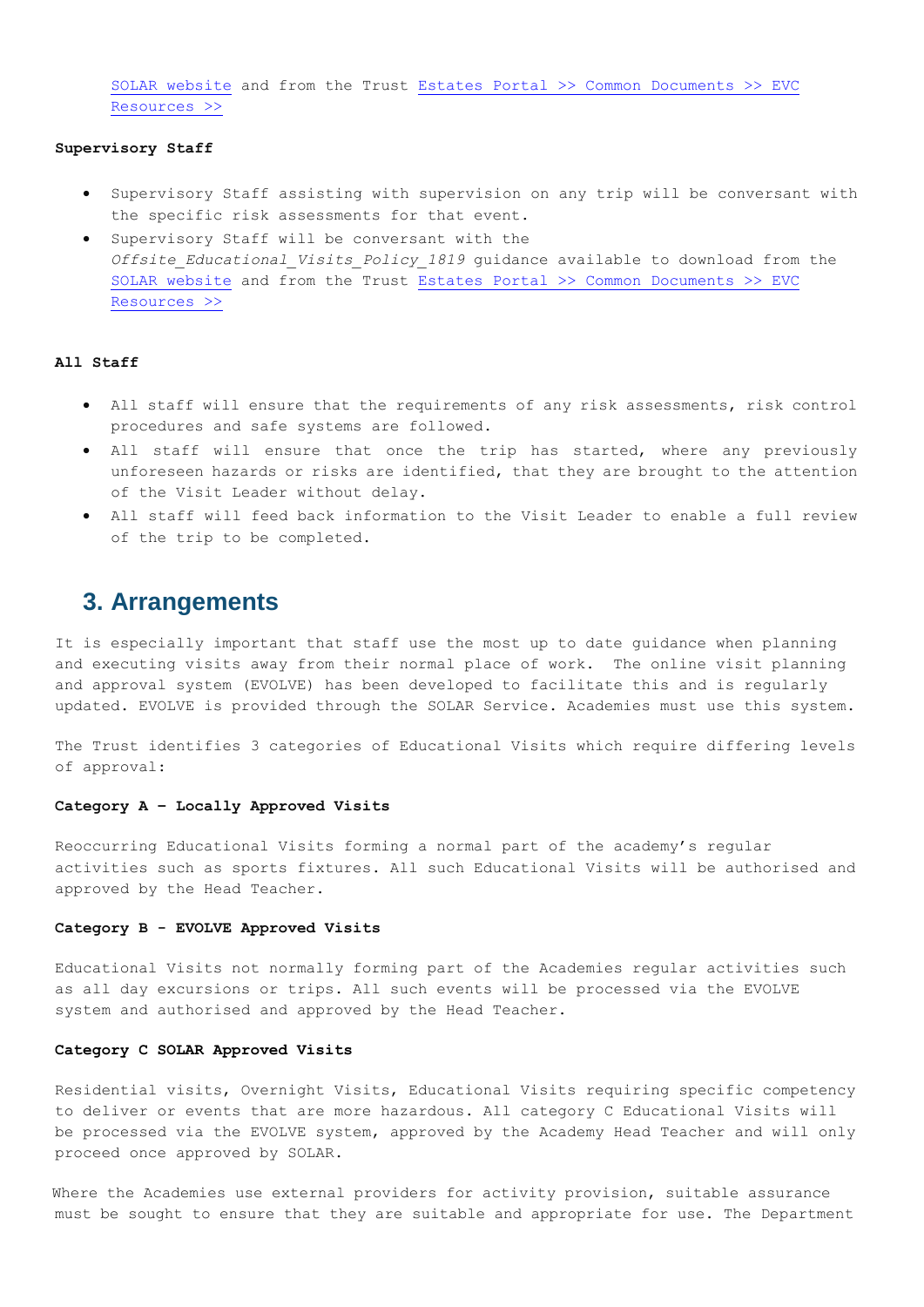SOLAR website and from the Trust Estates Portal >> Common Documents >> EVC Resources >>

**Supervisory Staff**

- Supervisory Staff assisting with supervision on any trip will be conversant with the specific risk assessments for that event.
- Supervisory Staff will be conversant with the *Offsite_Educational_Visits_Policy_1819* guidance available to download from the SOLAR website and from the Trust Estates Portal >> Common Documents >> EVC Resources >>

**All Staff**

- All staff will ensure that the requirements of any risk assessments, risk control procedures and safe systems are followed.
- All staff will ensure that once the trip has started, where any previously unforeseen hazards or risks are identified, that they are brought to the attention of the Visit Leader without delay.
- All staff will feed back information to the Visit Leader to enable a full review of the trip to be completed.

## 3. Arrangements

It is especially important that staff use the most up to date guidance when planning and executing visits away from their normal place of work. The online visit planning and approval system (EVOLVE) has been developed to facilitate this and is regularly updated. EVOLVE is provided through the SOLAR Service. Academies must use this system.

The Trust identifies 3 categories of Educational Visits which require differing levels of approval:

**Category A – Locally Approved Visits**

Reoccurring Educational Visits forming a normal part of the academy's regular activities such as sports fixtures. All such Educational Visits will be authorised and approved by the Head Teacher.

**Category B - EVOLVE Approved Visits**

Educational Visits not normally forming part of the Academies regular activities such as all day excursions or trips. All such events will be processed via the EVOLVE system and authorised and approved by the Head Teacher.

**Category C SOLAR Approved Visits**

Residential visits, Overnight Visits, Educational Visits requiring specific competency to deliver or events that are more hazardous. All category C Educational Visits will be processed via the EVOLVE system, approved by the Academy Head Teacher and will only proceed once approved by SOLAR.

Where the Academies use external providers for activity provision, suitable assurance must be sought to ensure that they are suitable and appropriate for use. The Department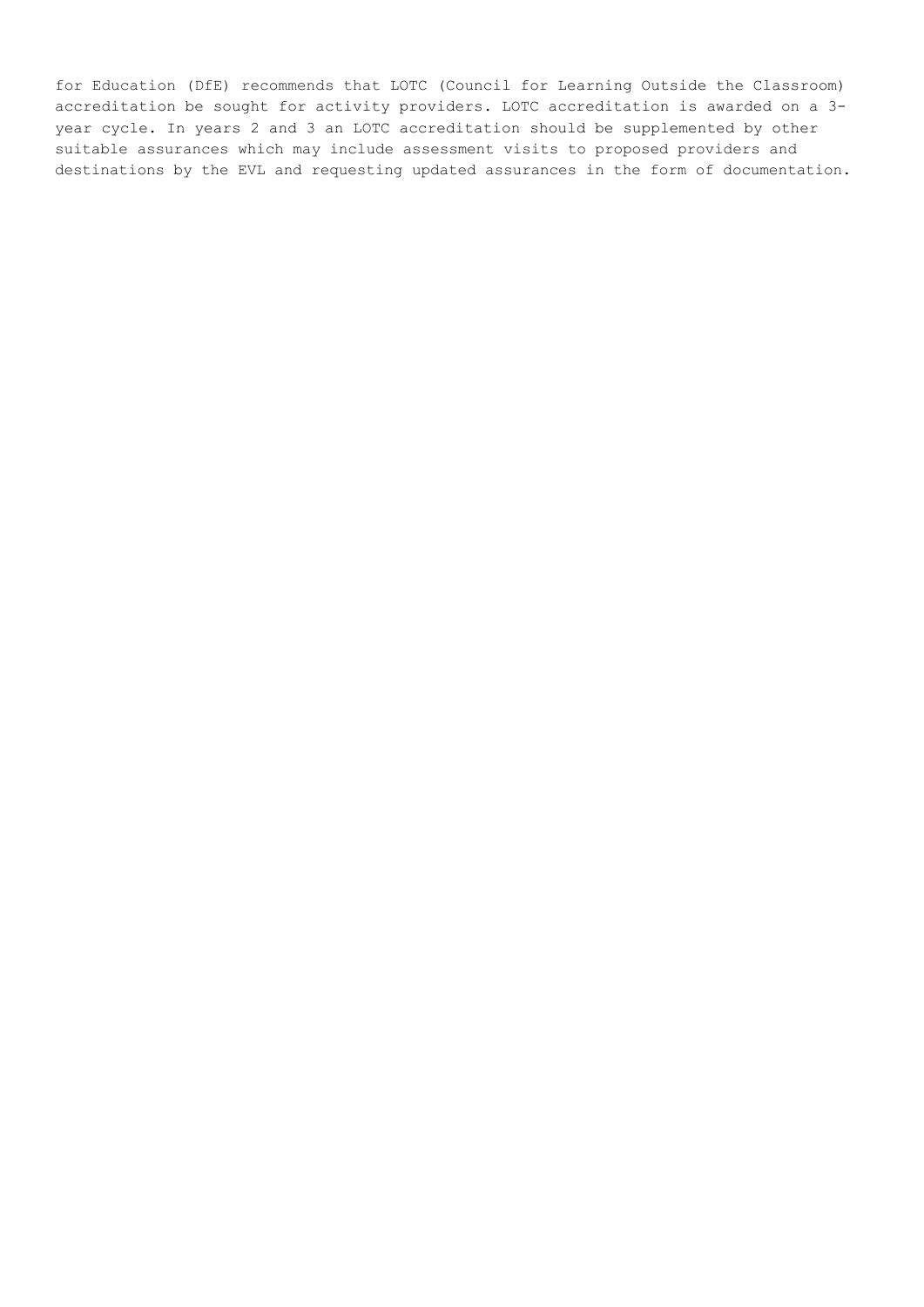for Education (DfE) recommends that LOTC (Council for Learning Outside the Classroom) accreditation be sought for activity providers. LOTC accreditation is awarded on a 3-year cycle. In years 2 and 3 an LOTC accreditation should be supplemented by other suitable assurances which may include assessment visits to proposed providers and destinations by the EVL and requesting updated assurances in the form of documentation.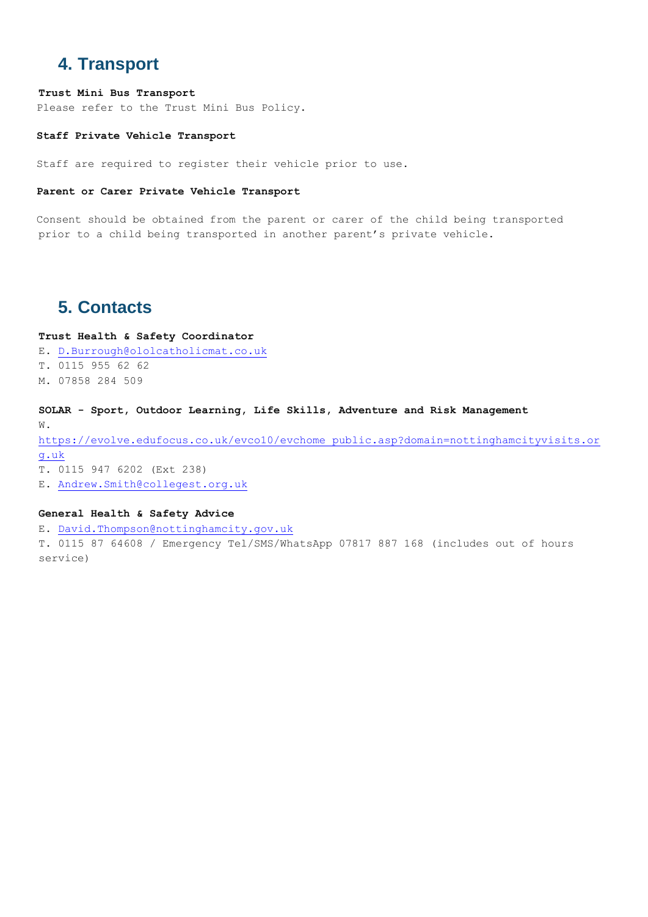## 4. Transport

**Trust Mini Bus Transport**

Please refer to the Trust Mini Bus Policy.

**Staff Private Vehicle Transport**

Staff are required to register their vehicle prior to use.

**Parent or Carer Private Vehicle Transport**

Consent should be obtained from the parent or carer of the child being transported prior to a child being transported in another parent's private vehicle.

## 5. Contacts

**Trust Health & Safety Coordinator**

E. D.Burrough@ololcatholicmat.co.uk
T. 0115 955 62 62
M. 07858 284 509

**SOLAR - Sport, Outdoor Learning, Life Skills, Adventure and Risk Management**

W. https://evolve.edufocus.co.uk/evco10/evchome_public.asp?domain=nottinghamcityvisits.org.uk
T. 0115 947 6202 (Ext 238)
E. Andrew.Smith@collegest.org.uk

**General Health & Safety Advice**

E. David.Thompson@nottinghamcity.gov.uk
T. 0115 87 64608 / Emergency Tel/SMS/WhatsApp 07817 887 168 (includes out of hours service)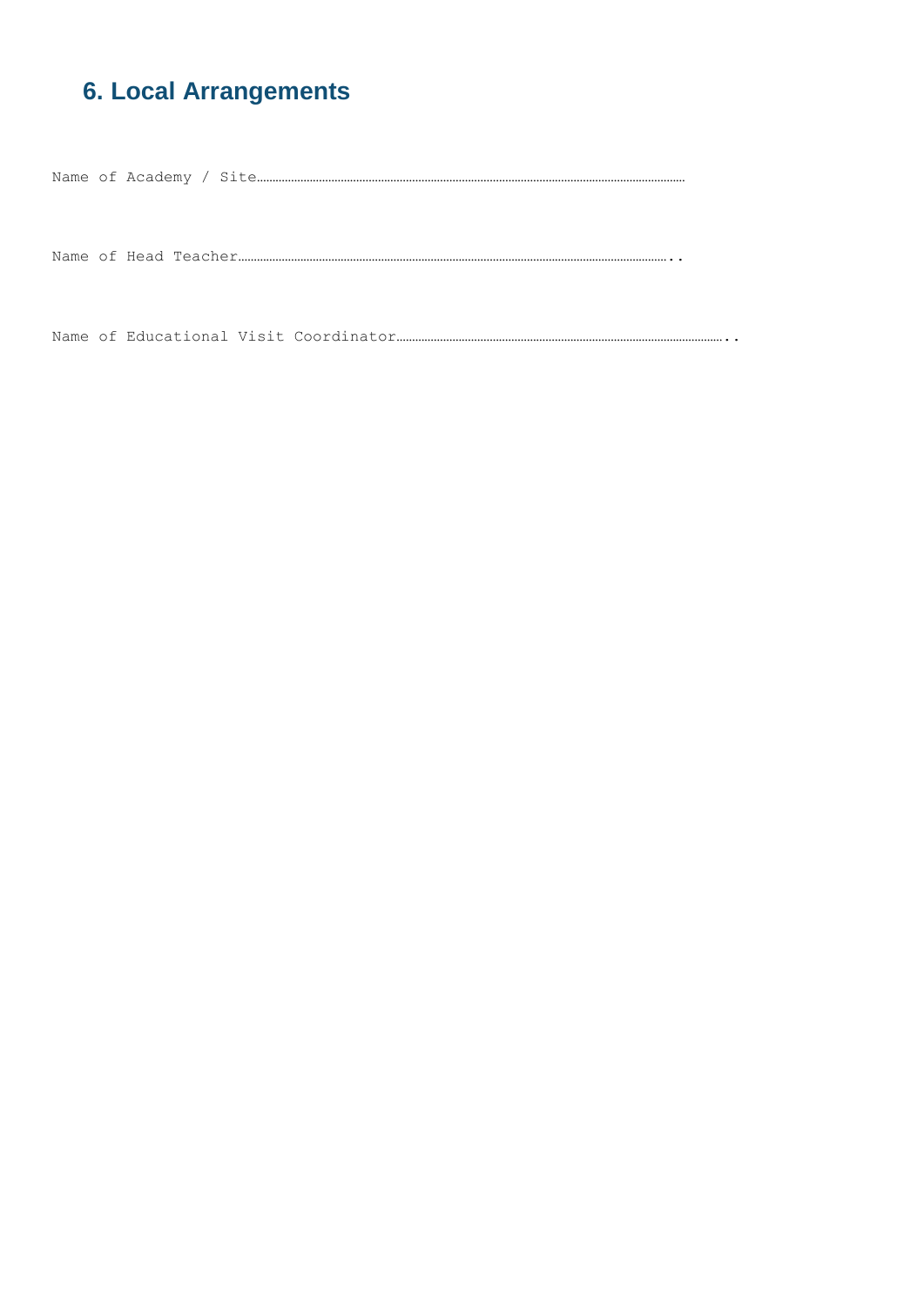## 6. Local Arrangements

Name of Academy / Site…………………………………………………………………………………………………………………………

Name of Head Teacher……………………………………………………………………………………………………………………..

Name of Educational Visit Coordinator……………………………………………………………………………………………..